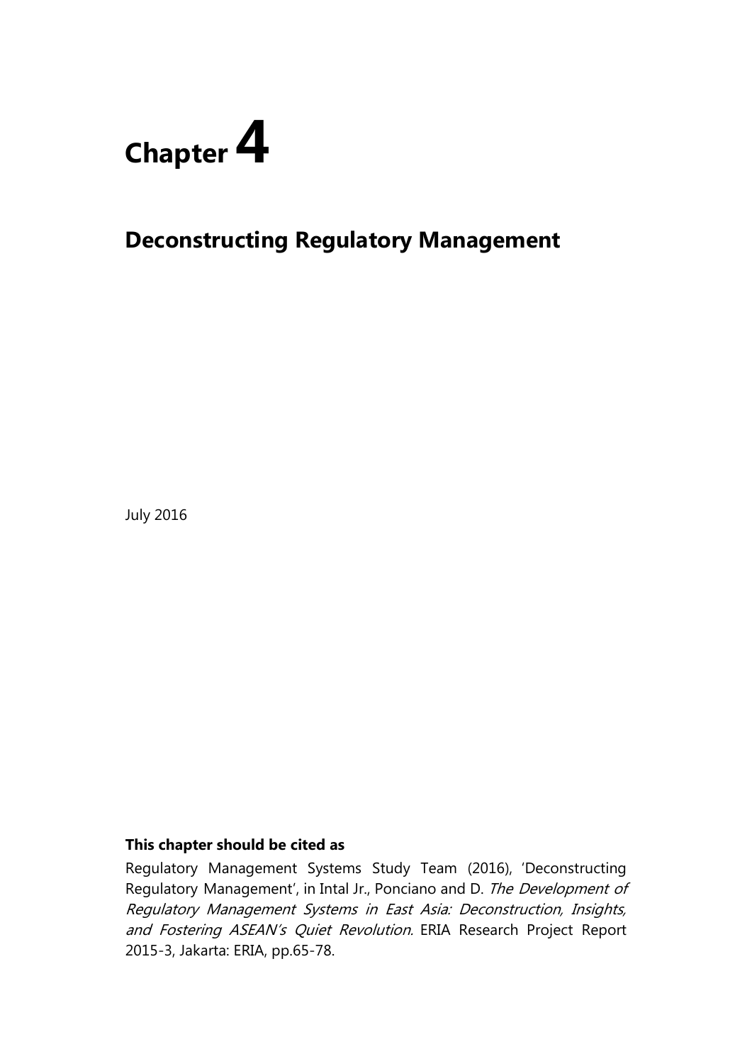# Chapter 4

## Deconstructing Regulatory Management

July 2016

**This chapter should be cited as**

Regulatory Management Systems Study Team (2016), 'Deconstructing Regulatory Management', in Intal Jr., Ponciano and D. *The Development of Regulatory Management Systems in East Asia: Deconstruction, Insights, and Fostering ASEAN's Quiet Revolution*. ERIA Research Project Report 2015-3, Jakarta: ERIA, pp.65-78.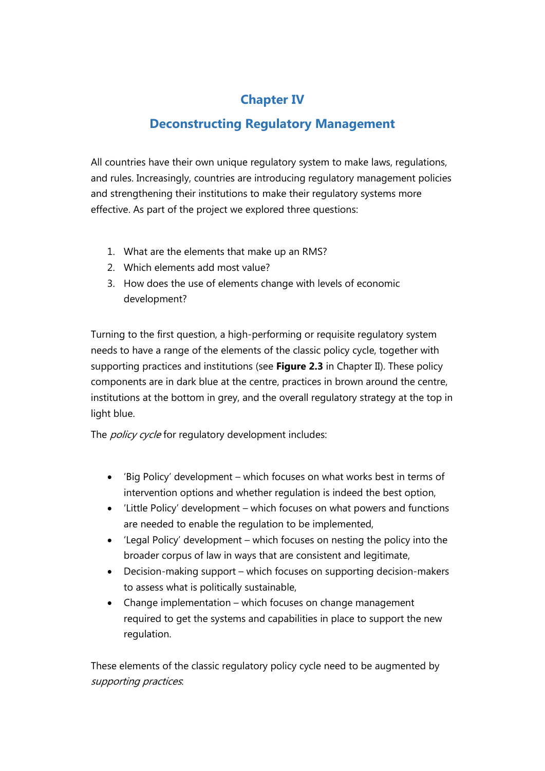# Chapter IV

# Deconstructing Regulatory Management

All countries have their own unique regulatory system to make laws, regulations, and rules. Increasingly, countries are introducing regulatory management policies and strengthening their institutions to make their regulatory systems more effective. As part of the project we explored three questions:

1. What are the elements that make up an RMS?
2. Which elements add most value?
3. How does the use of elements change with levels of economic development?

Turning to the first question, a high-performing or requisite regulatory system needs to have a range of the elements of the classic policy cycle, together with supporting practices and institutions (see **Figure 2.3** in Chapter II). These policy components are in dark blue at the centre, practices in brown around the centre, institutions at the bottom in grey, and the overall regulatory strategy at the top in light blue.

The *policy cycle* for regulatory development includes:

- 'Big Policy' development – which focuses on what works best in terms of intervention options and whether regulation is indeed the best option,
- 'Little Policy' development – which focuses on what powers and functions are needed to enable the regulation to be implemented,
- 'Legal Policy' development – which focuses on nesting the policy into the broader corpus of law in ways that are consistent and legitimate,
- Decision-making support – which focuses on supporting decision-makers to assess what is politically sustainable,
- Change implementation – which focuses on change management required to get the systems and capabilities in place to support the new regulation.

These elements of the classic regulatory policy cycle need to be augmented by *supporting practices*.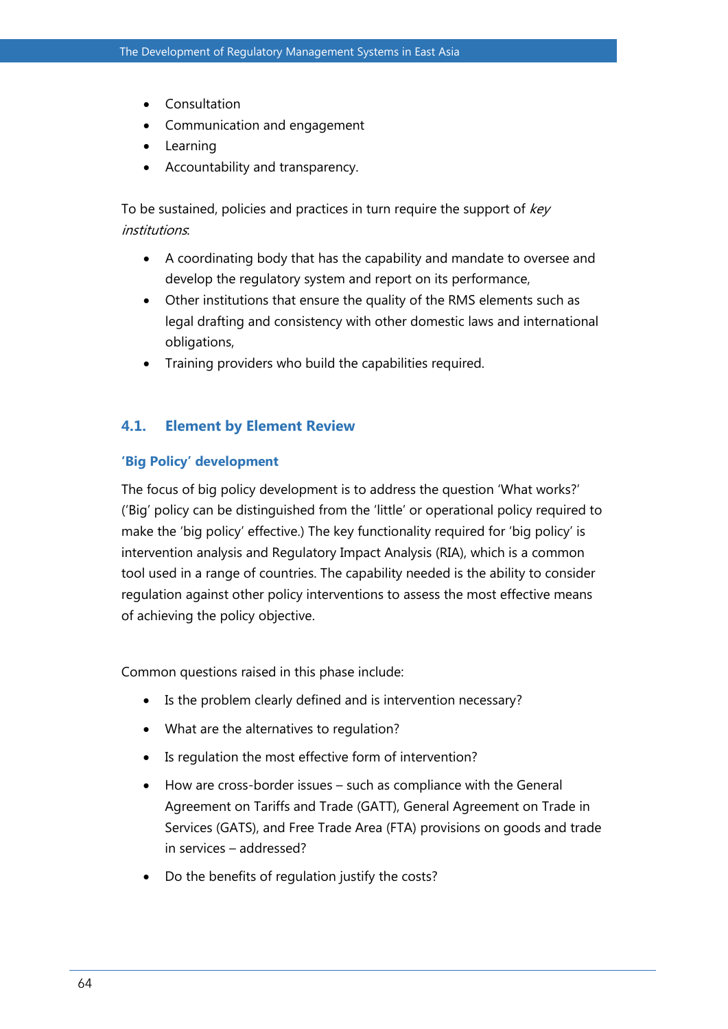- Consultation
- Communication and engagement
- Learning
- Accountability and transparency.

To be sustained, policies and practices in turn require the support of *key institutions*:

- A coordinating body that has the capability and mandate to oversee and develop the regulatory system and report on its performance,
- Other institutions that ensure the quality of the RMS elements such as legal drafting and consistency with other domestic laws and international obligations,
- Training providers who build the capabilities required.

## 4.1. Element by Element Review

### 'Big Policy' development

The focus of big policy development is to address the question 'What works?' ('Big' policy can be distinguished from the 'little' or operational policy required to make the 'big policy' effective.) The key functionality required for 'big policy' is intervention analysis and Regulatory Impact Analysis (RIA), which is a common tool used in a range of countries. The capability needed is the ability to consider regulation against other policy interventions to assess the most effective means of achieving the policy objective.

Common questions raised in this phase include:

- Is the problem clearly defined and is intervention necessary?
- What are the alternatives to regulation?
- Is regulation the most effective form of intervention?
- How are cross-border issues – such as compliance with the General Agreement on Tariffs and Trade (GATT), General Agreement on Trade in Services (GATS), and Free Trade Area (FTA) provisions on goods and trade in services – addressed?
- Do the benefits of regulation justify the costs?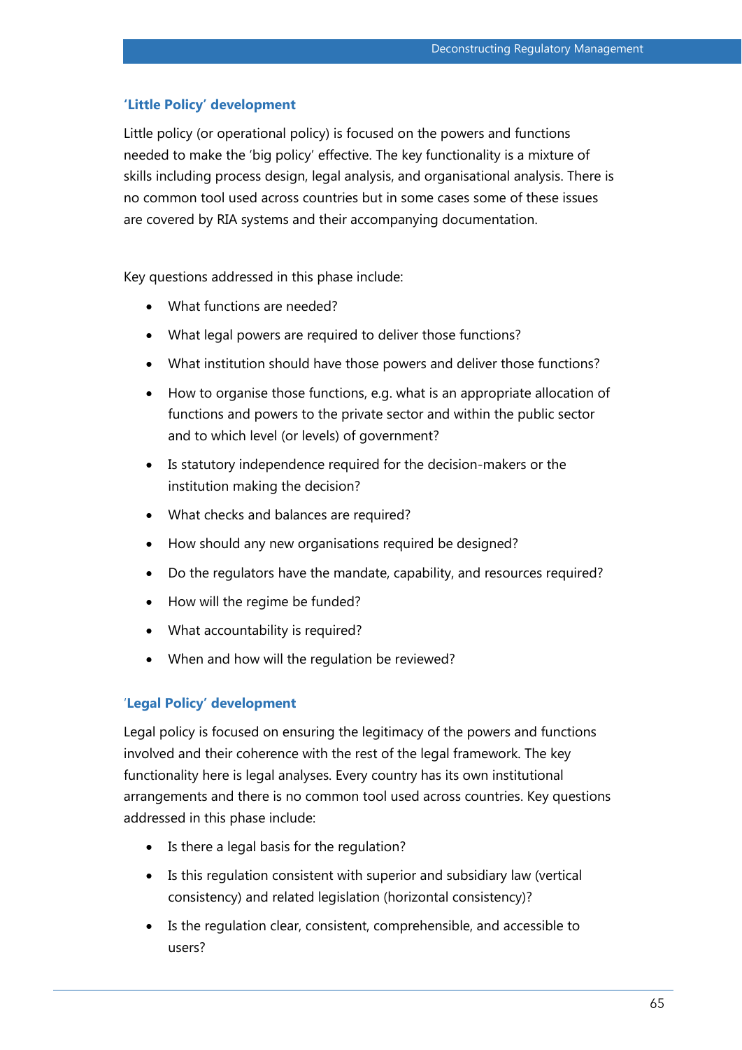### 'Little Policy' development

Little policy (or operational policy) is focused on the powers and functions needed to make the 'big policy' effective. The key functionality is a mixture of skills including process design, legal analysis, and organisational analysis. There is no common tool used across countries but in some cases some of these issues are covered by RIA systems and their accompanying documentation.

Key questions addressed in this phase include:

- What functions are needed?
- What legal powers are required to deliver those functions?
- What institution should have those powers and deliver those functions?
- How to organise those functions, e.g. what is an appropriate allocation of functions and powers to the private sector and within the public sector and to which level (or levels) of government?
- Is statutory independence required for the decision-makers or the institution making the decision?
- What checks and balances are required?
- How should any new organisations required be designed?
- Do the regulators have the mandate, capability, and resources required?
- How will the regime be funded?
- What accountability is required?
- When and how will the regulation be reviewed?

### 'Legal Policy' development

Legal policy is focused on ensuring the legitimacy of the powers and functions involved and their coherence with the rest of the legal framework. The key functionality here is legal analyses. Every country has its own institutional arrangements and there is no common tool used across countries. Key questions addressed in this phase include:

- Is there a legal basis for the regulation?
- Is this regulation consistent with superior and subsidiary law (vertical consistency) and related legislation (horizontal consistency)?
- Is the regulation clear, consistent, comprehensible, and accessible to users?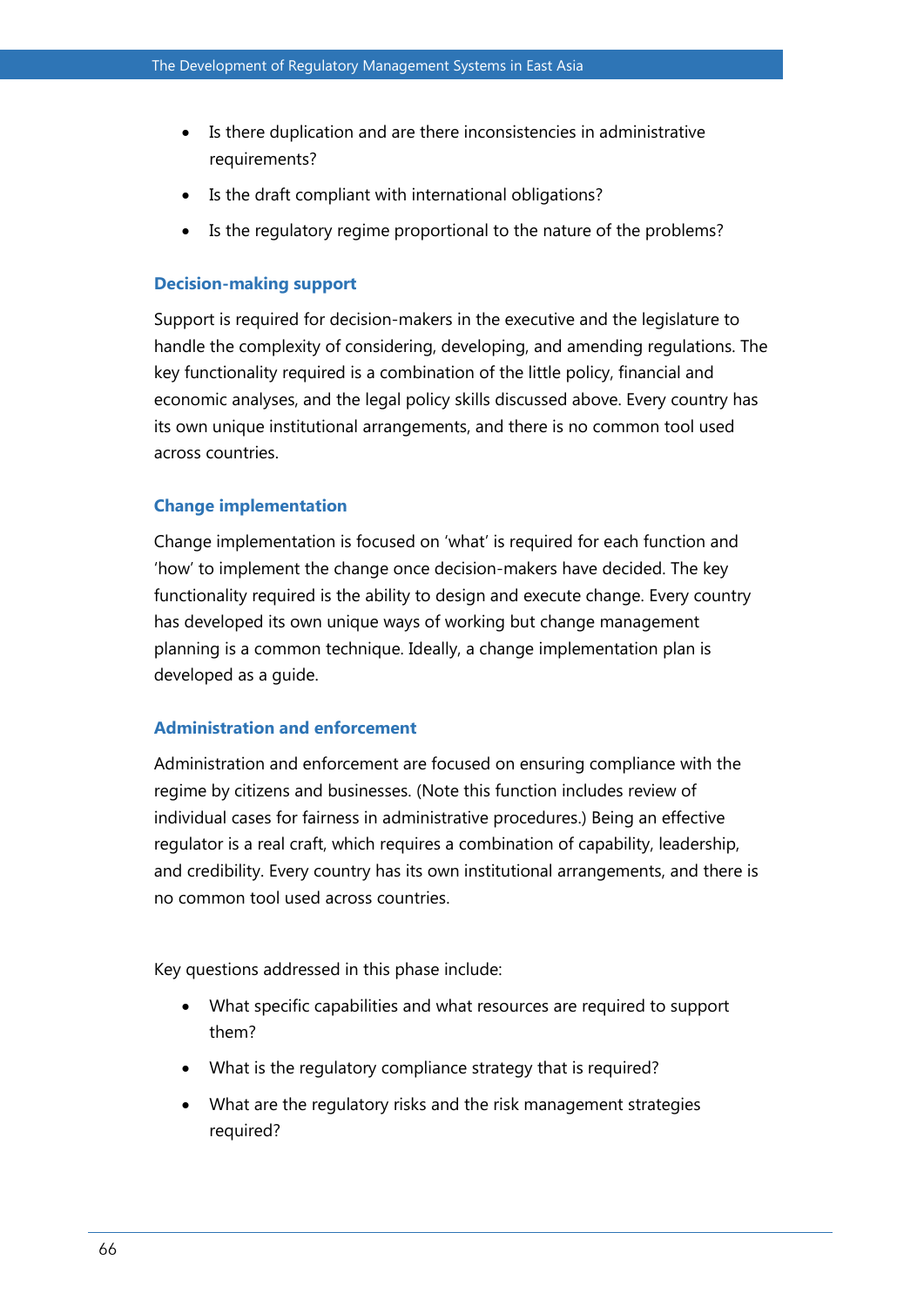- Is there duplication and are there inconsistencies in administrative requirements?
- Is the draft compliant with international obligations?
- Is the regulatory regime proportional to the nature of the problems?

### Decision-making support

Support is required for decision-makers in the executive and the legislature to handle the complexity of considering, developing, and amending regulations. The key functionality required is a combination of the little policy, financial and economic analyses, and the legal policy skills discussed above. Every country has its own unique institutional arrangements, and there is no common tool used across countries.

### Change implementation

Change implementation is focused on 'what' is required for each function and 'how' to implement the change once decision-makers have decided. The key functionality required is the ability to design and execute change. Every country has developed its own unique ways of working but change management planning is a common technique. Ideally, a change implementation plan is developed as a guide.

### Administration and enforcement

Administration and enforcement are focused on ensuring compliance with the regime by citizens and businesses. (Note this function includes review of individual cases for fairness in administrative procedures.) Being an effective regulator is a real craft, which requires a combination of capability, leadership, and credibility. Every country has its own institutional arrangements, and there is no common tool used across countries.

Key questions addressed in this phase include:

- What specific capabilities and what resources are required to support them?
- What is the regulatory compliance strategy that is required?
- What are the regulatory risks and the risk management strategies required?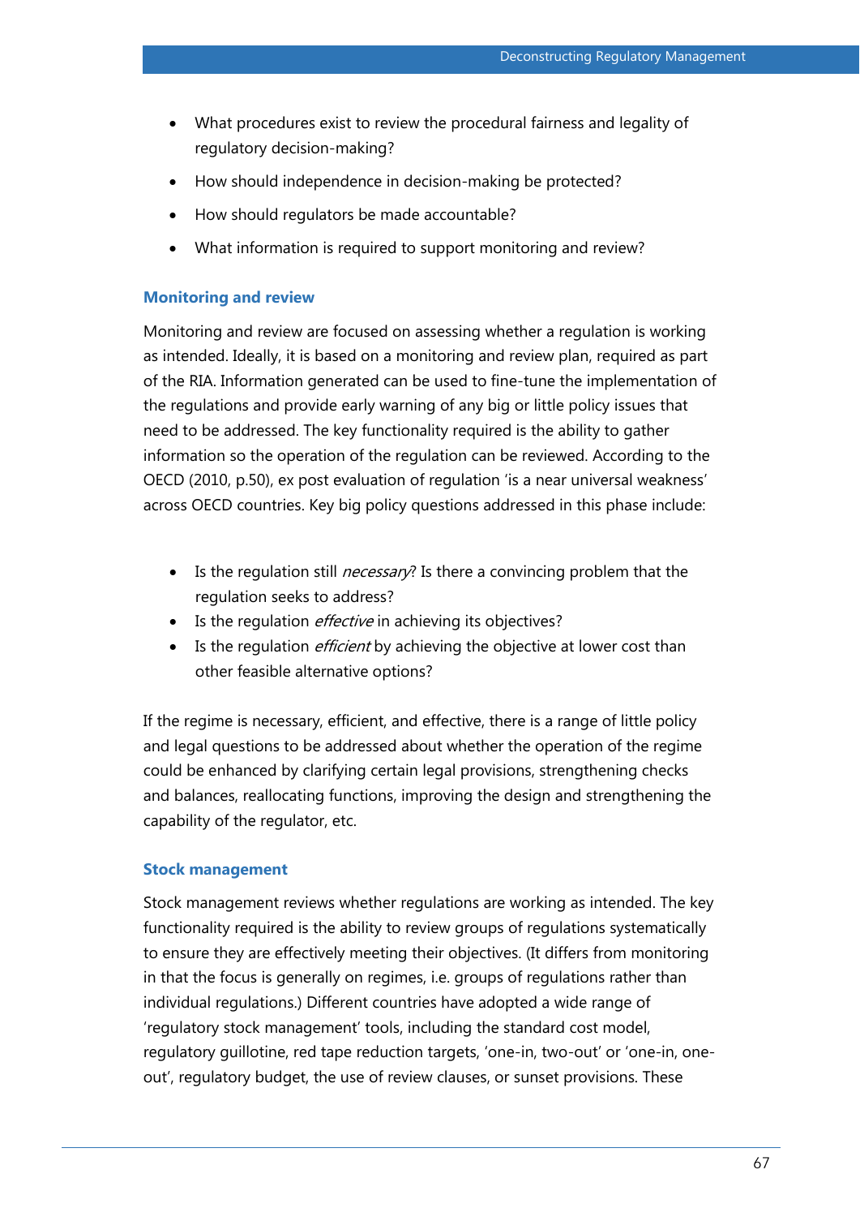- What procedures exist to review the procedural fairness and legality of regulatory decision-making?
- How should independence in decision-making be protected?
- How should regulators be made accountable?
- What information is required to support monitoring and review?

### Monitoring and review

Monitoring and review are focused on assessing whether a regulation is working as intended. Ideally, it is based on a monitoring and review plan, required as part of the RIA. Information generated can be used to fine-tune the implementation of the regulations and provide early warning of any big or little policy issues that need to be addressed. The key functionality required is the ability to gather information so the operation of the regulation can be reviewed. According to the OECD (2010, p.50), ex post evaluation of regulation 'is a near universal weakness' across OECD countries. Key big policy questions addressed in this phase include:

- Is the regulation still *necessary*? Is there a convincing problem that the regulation seeks to address?
- Is the regulation *effective* in achieving its objectives?
- Is the regulation *efficient* by achieving the objective at lower cost than other feasible alternative options?

If the regime is necessary, efficient, and effective, there is a range of little policy and legal questions to be addressed about whether the operation of the regime could be enhanced by clarifying certain legal provisions, strengthening checks and balances, reallocating functions, improving the design and strengthening the capability of the regulator, etc.

### Stock management

Stock management reviews whether regulations are working as intended. The key functionality required is the ability to review groups of regulations systematically to ensure they are effectively meeting their objectives. (It differs from monitoring in that the focus is generally on regimes, i.e. groups of regulations rather than individual regulations.) Different countries have adopted a wide range of 'regulatory stock management' tools, including the standard cost model, regulatory guillotine, red tape reduction targets, 'one-in, two-out' or 'one-in, one-out', regulatory budget, the use of review clauses, or sunset provisions. These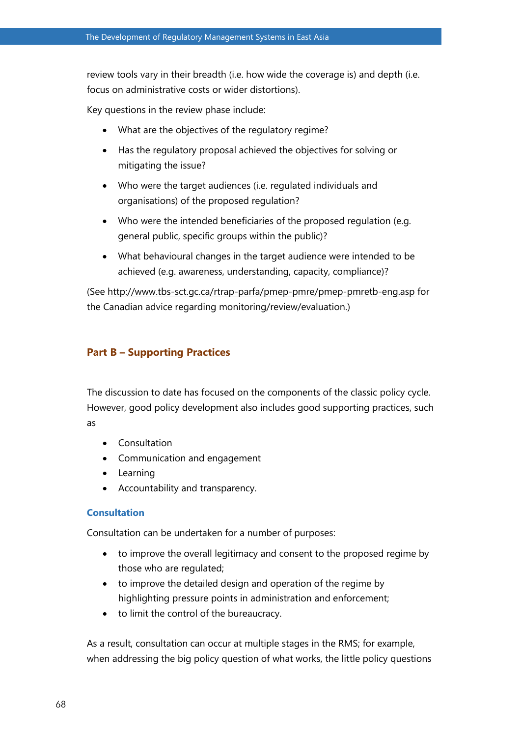review tools vary in their breadth (i.e. how wide the coverage is) and depth (i.e. focus on administrative costs or wider distortions).

Key questions in the review phase include:

- What are the objectives of the regulatory regime?
- Has the regulatory proposal achieved the objectives for solving or mitigating the issue?
- Who were the target audiences (i.e. regulated individuals and organisations) of the proposed regulation?
- Who were the intended beneficiaries of the proposed regulation (e.g. general public, specific groups within the public)?
- What behavioural changes in the target audience were intended to be achieved (e.g. awareness, understanding, capacity, compliance)?

(See http://www.tbs-sct.gc.ca/rtrap-parfa/pmep-pmre/pmep-pmretb-eng.asp for the Canadian advice regarding monitoring/review/evaluation.)

## Part B – Supporting Practices

The discussion to date has focused on the components of the classic policy cycle. However, good policy development also includes good supporting practices, such as

- Consultation
- Communication and engagement
- Learning
- Accountability and transparency.

### Consultation

Consultation can be undertaken for a number of purposes:

- to improve the overall legitimacy and consent to the proposed regime by those who are regulated;
- to improve the detailed design and operation of the regime by highlighting pressure points in administration and enforcement;
- to limit the control of the bureaucracy.

As a result, consultation can occur at multiple stages in the RMS; for example, when addressing the big policy question of what works, the little policy questions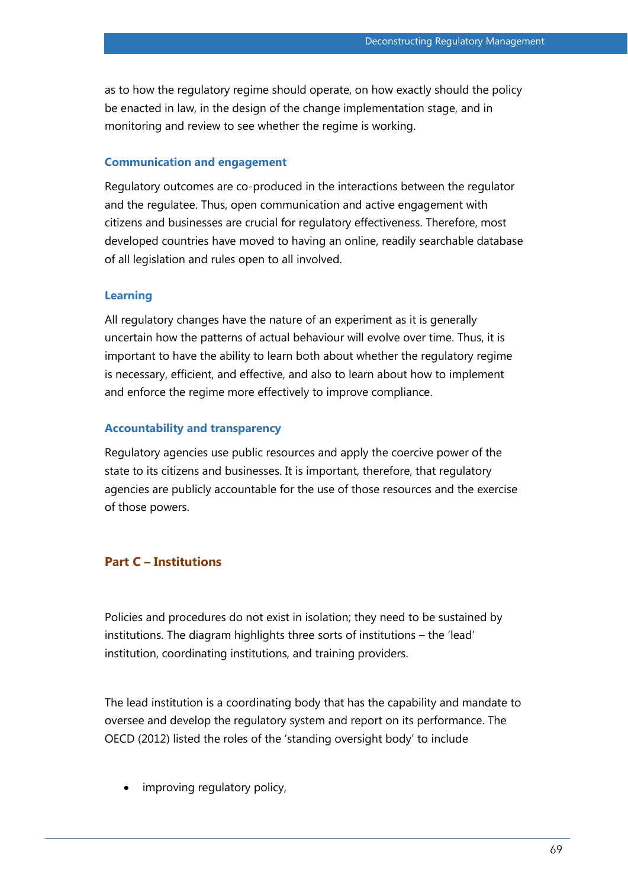as to how the regulatory regime should operate, on how exactly should the policy be enacted in law, in the design of the change implementation stage, and in monitoring and review to see whether the regime is working.

### Communication and engagement

Regulatory outcomes are co-produced in the interactions between the regulator and the regulatee. Thus, open communication and active engagement with citizens and businesses are crucial for regulatory effectiveness. Therefore, most developed countries have moved to having an online, readily searchable database of all legislation and rules open to all involved.

### Learning

All regulatory changes have the nature of an experiment as it is generally uncertain how the patterns of actual behaviour will evolve over time. Thus, it is important to have the ability to learn both about whether the regulatory regime is necessary, efficient, and effective, and also to learn about how to implement and enforce the regime more effectively to improve compliance.

### Accountability and transparency

Regulatory agencies use public resources and apply the coercive power of the state to its citizens and businesses. It is important, therefore, that regulatory agencies are publicly accountable for the use of those resources and the exercise of those powers.

## Part C – Institutions

Policies and procedures do not exist in isolation; they need to be sustained by institutions. The diagram highlights three sorts of institutions – the 'lead' institution, coordinating institutions, and training providers.

The lead institution is a coordinating body that has the capability and mandate to oversee and develop the regulatory system and report on its performance. The OECD (2012) listed the roles of the 'standing oversight body' to include

- improving regulatory policy,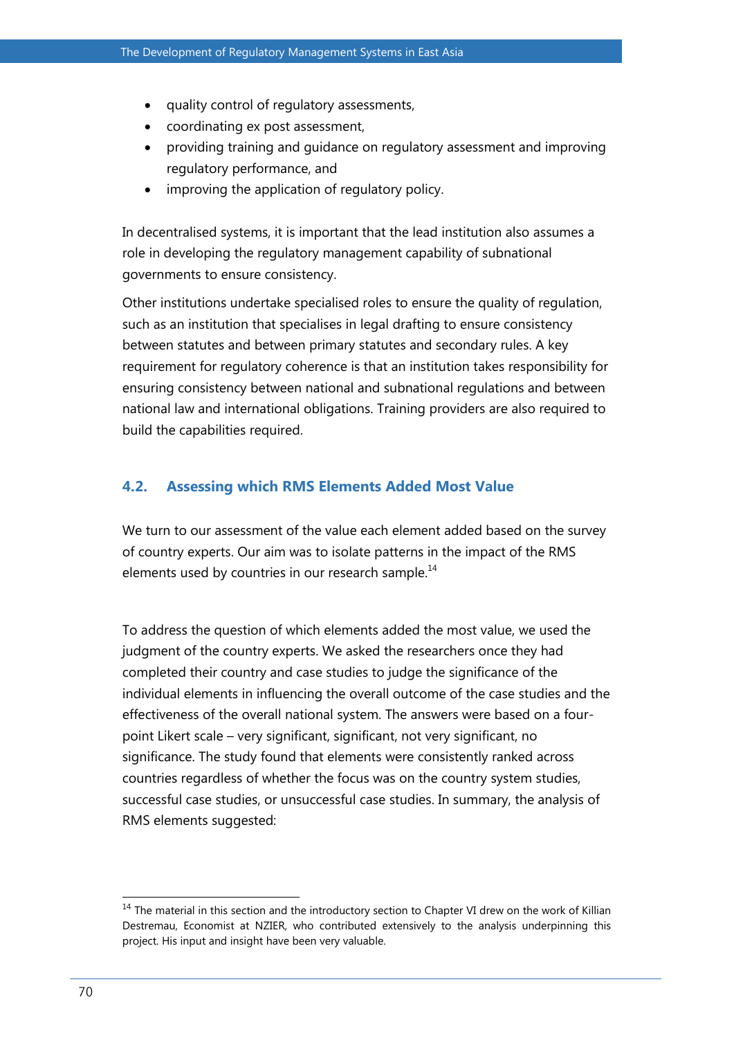- quality control of regulatory assessments,
- coordinating ex post assessment,
- providing training and guidance on regulatory assessment and improving regulatory performance, and
- improving the application of regulatory policy.

In decentralised systems, it is important that the lead institution also assumes a role in developing the regulatory management capability of subnational governments to ensure consistency.

Other institutions undertake specialised roles to ensure the quality of regulation, such as an institution that specialises in legal drafting to ensure consistency between statutes and between primary statutes and secondary rules. A key requirement for regulatory coherence is that an institution takes responsibility for ensuring consistency between national and subnational regulations and between national law and international obligations. Training providers are also required to build the capabilities required.

## 4.2. Assessing which RMS Elements Added Most Value

We turn to our assessment of the value each element added based on the survey of country experts. Our aim was to isolate patterns in the impact of the RMS elements used by countries in our research sample.[14]

To address the question of which elements added the most value, we used the judgment of the country experts. We asked the researchers once they had completed their country and case studies to judge the significance of the individual elements in influencing the overall outcome of the case studies and the effectiveness of the overall national system. The answers were based on a four-point Likert scale – very significant, significant, not very significant, no significance. The study found that elements were consistently ranked across countries regardless of whether the focus was on the country system studies, successful case studies, or unsuccessful case studies. In summary, the analysis of RMS elements suggested:

[14] The material in this section and the introductory section to Chapter VI drew on the work of Killian Destremau, Economist at NZIER, who contributed extensively to the analysis underpinning this project. His input and insight have been very valuable.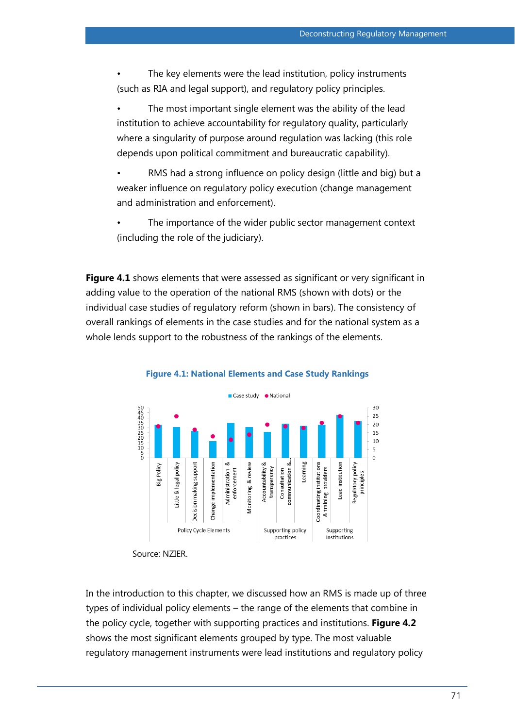- The key elements were the lead institution, policy instruments (such as RIA and legal support), and regulatory policy principles.
- The most important single element was the ability of the lead institution to achieve accountability for regulatory quality, particularly where a singularity of purpose around regulation was lacking (this role depends upon political commitment and bureaucratic capability).
- RMS had a strong influence on policy design (little and big) but a weaker influence on regulatory policy execution (change management and administration and enforcement).
- The importance of the wider public sector management context (including the role of the judiciary).

**Figure 4.1** shows elements that were assessed as significant or very significant in adding value to the operation of the national RMS (shown with dots) or the individual case studies of regulatory reform (shown in bars). The consistency of overall rankings of elements in the case studies and for the national system as a whole lends support to the robustness of the rankings of the elements.

**Figure 4.1: National Elements and Case Study Rankings**

Source: NZIER.

In the introduction to this chapter, we discussed how an RMS is made up of three types of individual policy elements – the range of the elements that combine in the policy cycle, together with supporting practices and institutions. **Figure 4.2** shows the most significant elements grouped by type. The most valuable regulatory management instruments were lead institutions and regulatory policy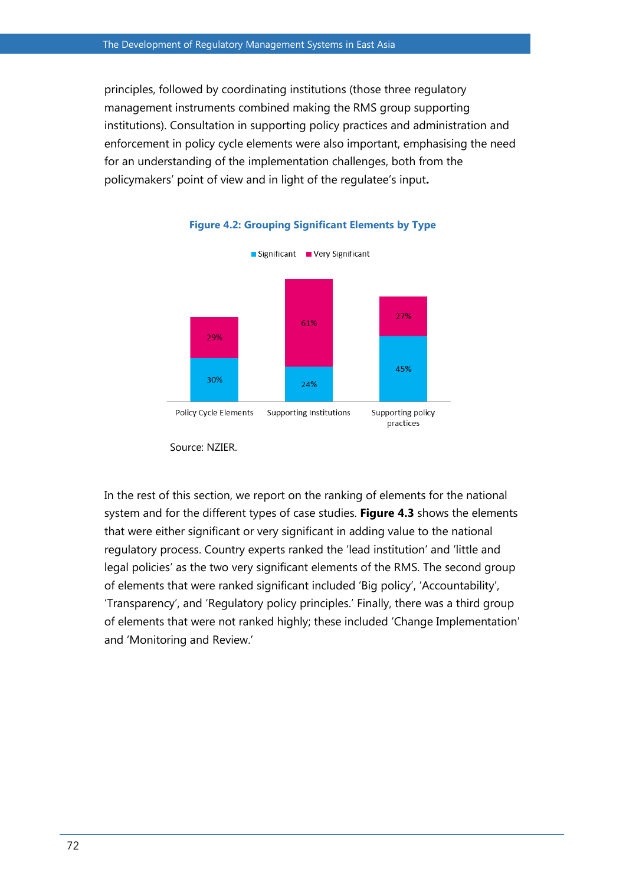principles, followed by coordinating institutions (those three regulatory management instruments combined making the RMS group supporting institutions). Consultation in supporting policy practices and administration and enforcement in policy cycle elements were also important, emphasising the need for an understanding of the implementation challenges, both from the policymakers' point of view and in light of the regulatee's input**.**

**Figure 4.2: Grouping Significant Elements by Type**

| | Significant | Very Significant |
|---|---|---|
| Policy Cycle Elements | 30% | 29% |
| Supporting Institutions | 24% | 61% |
| Supporting policy practices | 45% | 27% |

Source: NZIER.

In the rest of this section, we report on the ranking of elements for the national system and for the different types of case studies. **Figure 4.3** shows the elements that were either significant or very significant in adding value to the national regulatory process. Country experts ranked the 'lead institution' and 'little and legal policies' as the two very significant elements of the RMS. The second group of elements that were ranked significant included 'Big policy', 'Accountability', 'Transparency', and 'Regulatory policy principles.' Finally, there was a third group of elements that were not ranked highly; these included 'Change Implementation' and 'Monitoring and Review.'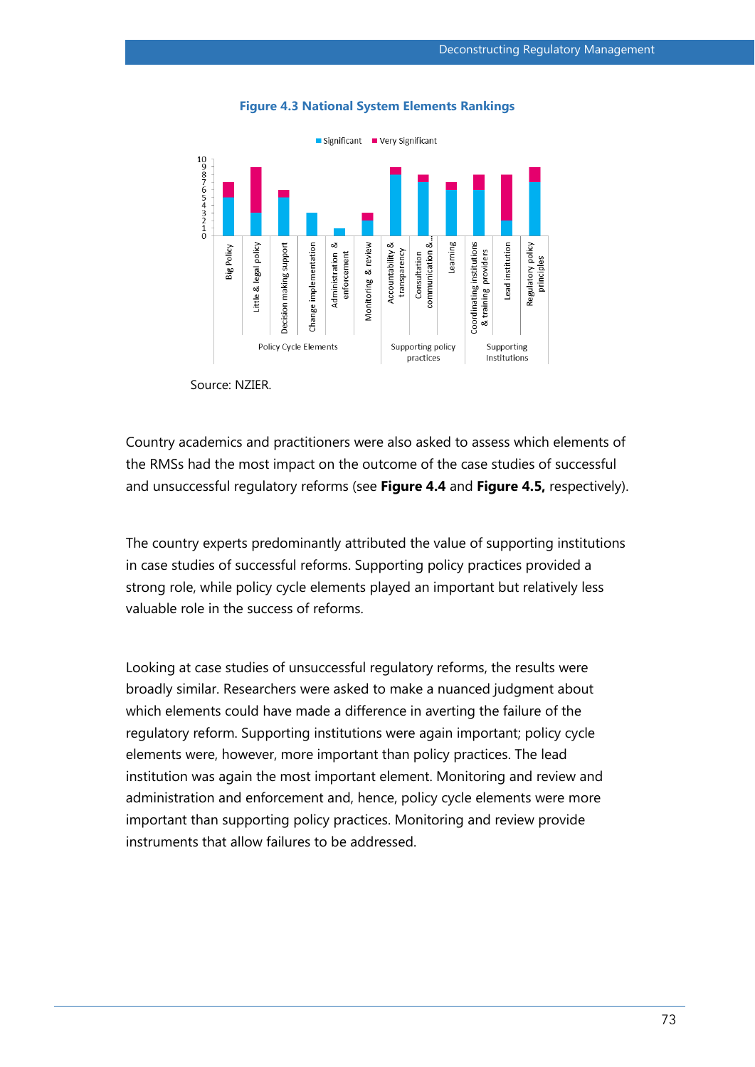**Figure 4.3 National System Elements Rankings**

Source: NZIER.

Country academics and practitioners were also asked to assess which elements of the RMSs had the most impact on the outcome of the case studies of successful and unsuccessful regulatory reforms (see **Figure 4.4** and **Figure 4.5,** respectively).

The country experts predominantly attributed the value of supporting institutions in case studies of successful reforms. Supporting policy practices provided a strong role, while policy cycle elements played an important but relatively less valuable role in the success of reforms.

Looking at case studies of unsuccessful regulatory reforms, the results were broadly similar. Researchers were asked to make a nuanced judgment about which elements could have made a difference in averting the failure of the regulatory reform. Supporting institutions were again important; policy cycle elements were, however, more important than policy practices. The lead institution was again the most important element. Monitoring and review and administration and enforcement and, hence, policy cycle elements were more important than supporting policy practices. Monitoring and review provide instruments that allow failures to be addressed.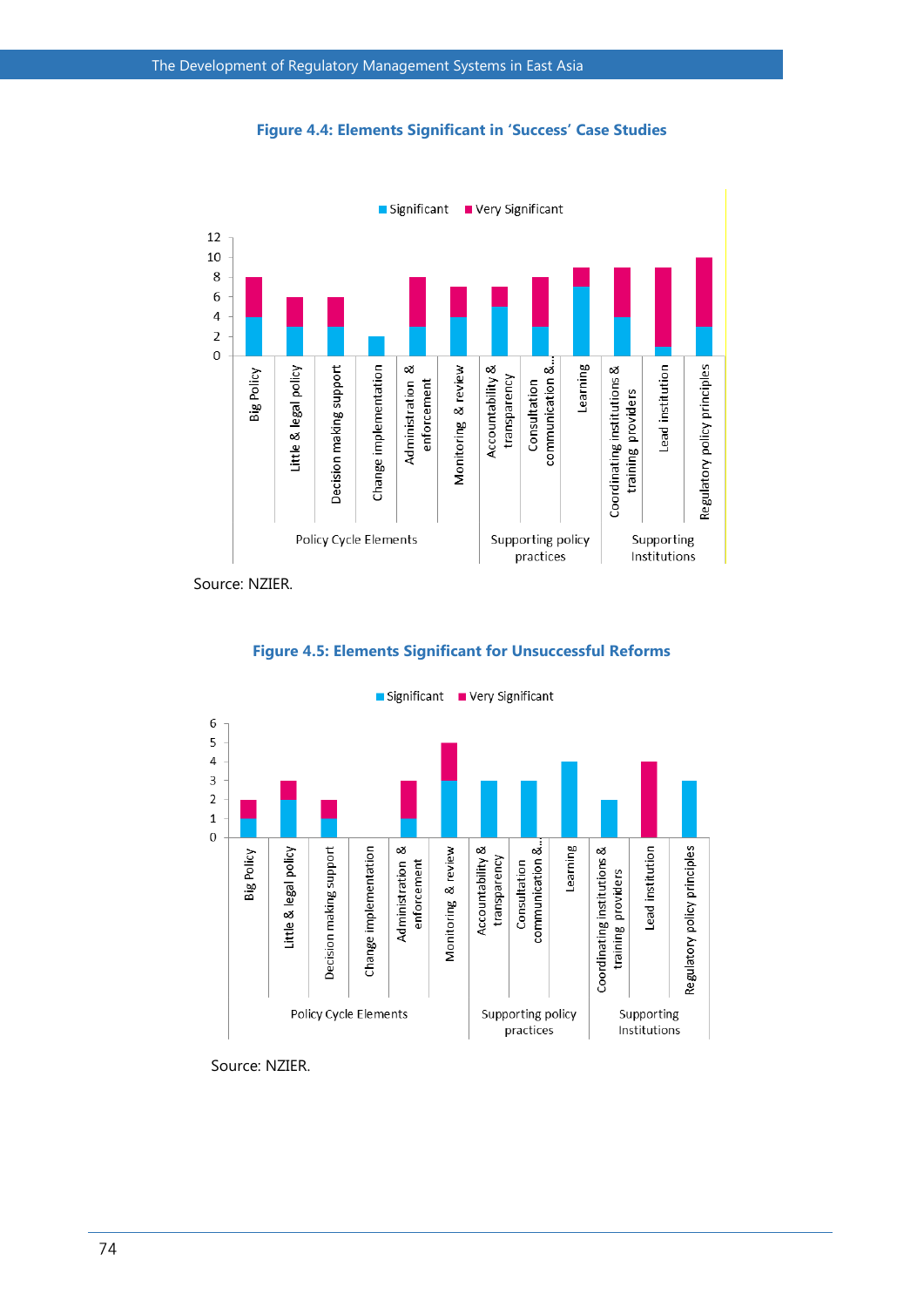**Figure 4.4: Elements Significant in 'Success' Case Studies**

| Category | Element | Significant | Very Significant |
|---|---|---|---|
| Policy Cycle Elements | Big Policy | 4 | 4 |
| Policy Cycle Elements | Little & legal policy | 3 | 3 |
| Policy Cycle Elements | Decision making support | 3 | 3 |
| Policy Cycle Elements | Change implementation | 2 | 0 |
| Policy Cycle Elements | Administration & enforcement | 3 | 5 |
| Policy Cycle Elements | Monitoring & review | 4 | 3 |
| Supporting policy practices | Accountability & transparency | 5 | 2 |
| Supporting policy practices | Consultation communication &... | 3 | 5 |
| Supporting policy practices | Learning | 7 | 2 |
| Supporting Institutions | Coordinating institutions & training providers | 4 | 5 |
| Supporting Institutions | Lead institution | 1 | 8 |
| Supporting Institutions | Regulatory policy principles | 3 | 7 |

Source: NZIER.

**Figure 4.5: Elements Significant for Unsuccessful Reforms**

| Category | Element | Significant | Very Significant |
|---|---|---|---|
| Policy Cycle Elements | Big Policy | 1 | 1 |
| Policy Cycle Elements | Little & legal policy | 2 | 1 |
| Policy Cycle Elements | Decision making support | 1 | 1 |
| Policy Cycle Elements | Change implementation | 0 | 0 |
| Policy Cycle Elements | Administration & enforcement | 1 | 2 |
| Policy Cycle Elements | Monitoring & review | 3 | 2 |
| Supporting policy practices | Accountability & transparency | 3 | 0 |
| Supporting policy practices | Consultation communication &... | 3 | 0 |
| Supporting policy practices | Learning | 4 | 0 |
| Supporting Institutions | Coordinating institutions & training providers | 2 | 0 |
| Supporting Institutions | Lead institution | 0 | 4 |
| Supporting Institutions | Regulatory policy principles | 3 | 0 |

Source: NZIER.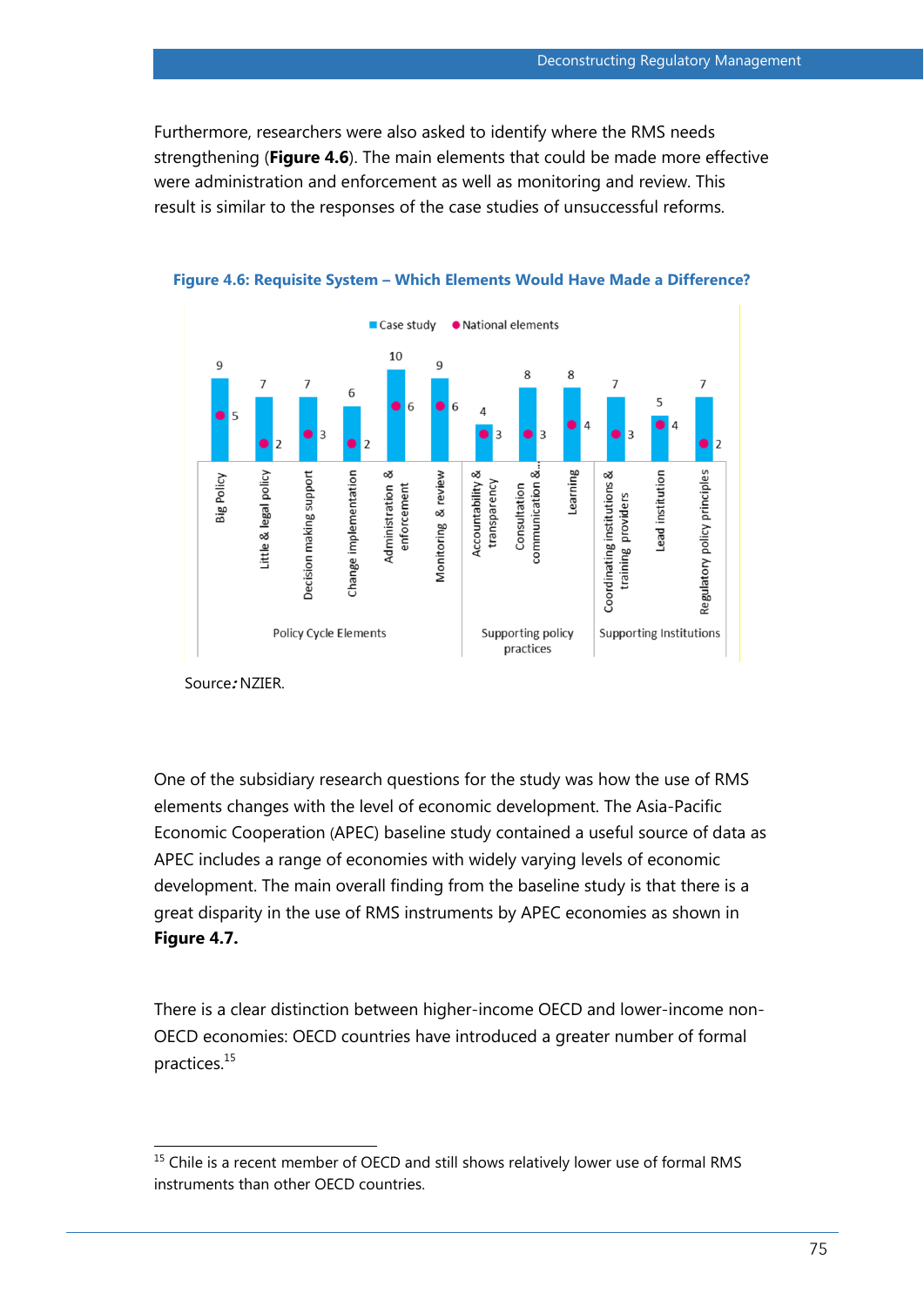Furthermore, researchers were also asked to identify where the RMS needs strengthening (**Figure 4.6**). The main elements that could be made more effective were administration and enforcement as well as monitoring and review. This result is similar to the responses of the case studies of unsuccessful reforms.

**Figure 4.6: Requisite System – Which Elements Would Have Made a Difference?**

| Group | Element | Case study | National elements |
|---|---|---|---|
| Policy Cycle Elements | Big Policy | 9 | 5 |
| | Little & legal policy | 7 | 2 |
| | Decision making support | 7 | 3 |
| | Change implementation | 6 | 2 |
| | Administration & enforcement | 10 | 6 |
| | Monitoring & review | 9 | 6 |
| Supporting policy practices | Accountability & transparency | 4 | 3 |
| | Consultation communication &... | 8 | 3 |
| | Learning | 8 | 4 |
| Supporting Institutions | Coordinating institutions & training providers | 7 | 3 |
| | Lead institution | 5 | 4 |
| | Regulatory policy principles | 7 | 2 |

Source: NZIER.

One of the subsidiary research questions for the study was how the use of RMS elements changes with the level of economic development. The Asia-Pacific Economic Cooperation (APEC) baseline study contained a useful source of data as APEC includes a range of economies with widely varying levels of economic development. The main overall finding from the baseline study is that there is a great disparity in the use of RMS instruments by APEC economies as shown in **Figure 4.7.**

There is a clear distinction between higher-income OECD and lower-income non-OECD economies: OECD countries have introduced a greater number of formal practices.[15]

---

[15] Chile is a recent member of OECD and still shows relatively lower use of formal RMS instruments than other OECD countries.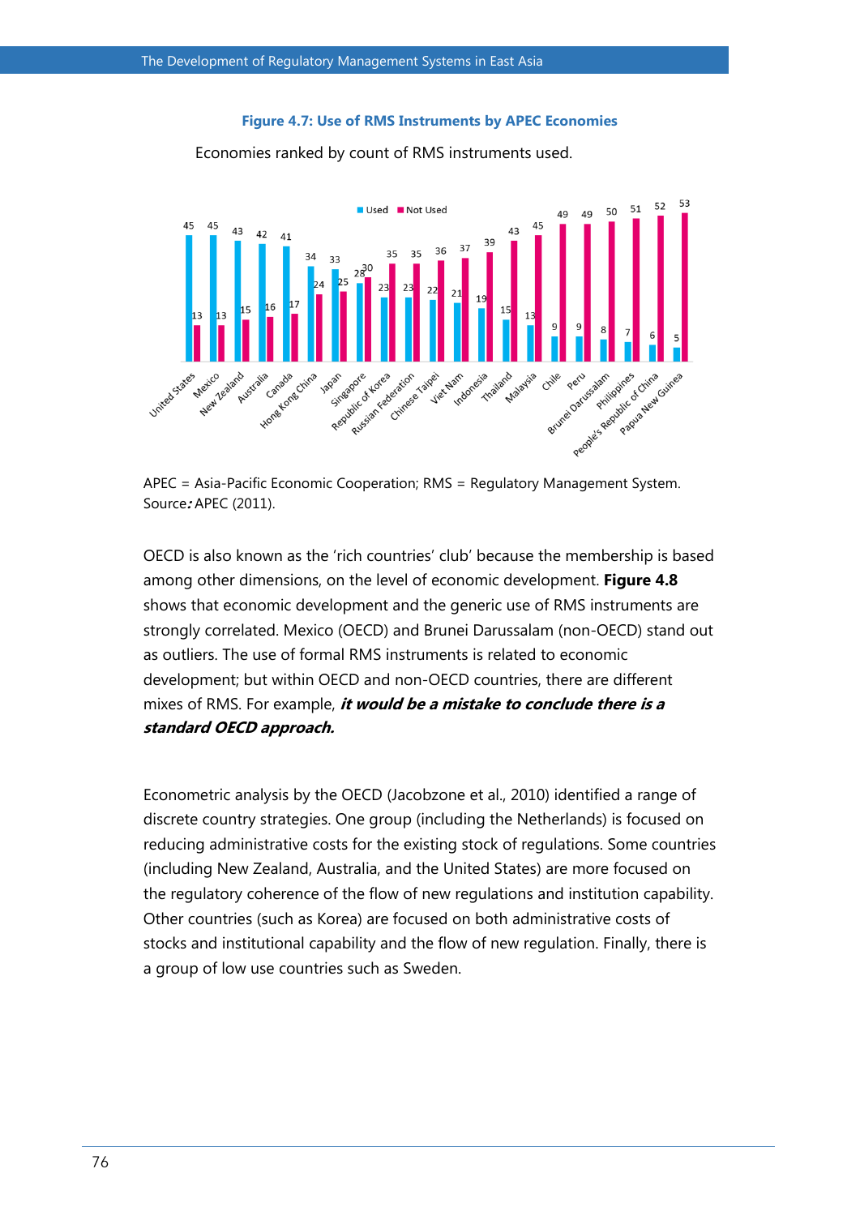**Figure 4.7: Use of RMS Instruments by APEC Economies**

Economies ranked by count of RMS instruments used.

| Economy | Used | Not Used |
|---|---|---|
| United States | 45 | 13 |
| Mexico | 45 | 13 |
| New Zealand | 43 | 15 |
| Australia | 42 | 16 |
| Canada | 41 | 17 |
| Hong Kong China | 34 | 24 |
| Japan | 33 | 25 |
| Singapore | 28 | 30 |
| Republic of Korea | 23 | 35 |
| Russian Federation | 23 | 35 |
| Chinese Taipei | 22 | 36 |
| Viet Nam | 21 | 37 |
| Indonesia | 19 | 39 |
| Thailand | 15 | 43 |
| Malaysia | 13 | 45 |
| Chile | 9 | 49 |
| Peru | 9 | 49 |
| Brunei Darussalam | 8 | 50 |
| Philippines | 7 | 51 |
| People's Republic of China | 6 | 52 |
| Papua New Guinea | 5 | 53 |

APEC = Asia-Pacific Economic Cooperation; RMS = Regulatory Management System.
Source*:* APEC (2011).

OECD is also known as the 'rich countries' club' because the membership is based among other dimensions, on the level of economic development. **Figure 4.8** shows that economic development and the generic use of RMS instruments are strongly correlated. Mexico (OECD) and Brunei Darussalam (non-OECD) stand out as outliers. The use of formal RMS instruments is related to economic development; but within OECD and non-OECD countries, there are different mixes of RMS. For example, ***it would be a mistake to conclude there is a standard OECD approach.***

Econometric analysis by the OECD (Jacobzone et al., 2010) identified a range of discrete country strategies. One group (including the Netherlands) is focused on reducing administrative costs for the existing stock of regulations. Some countries (including New Zealand, Australia, and the United States) are more focused on the regulatory coherence of the flow of new regulations and institution capability. Other countries (such as Korea) are focused on both administrative costs of stocks and institutional capability and the flow of new regulation. Finally, there is a group of low use countries such as Sweden.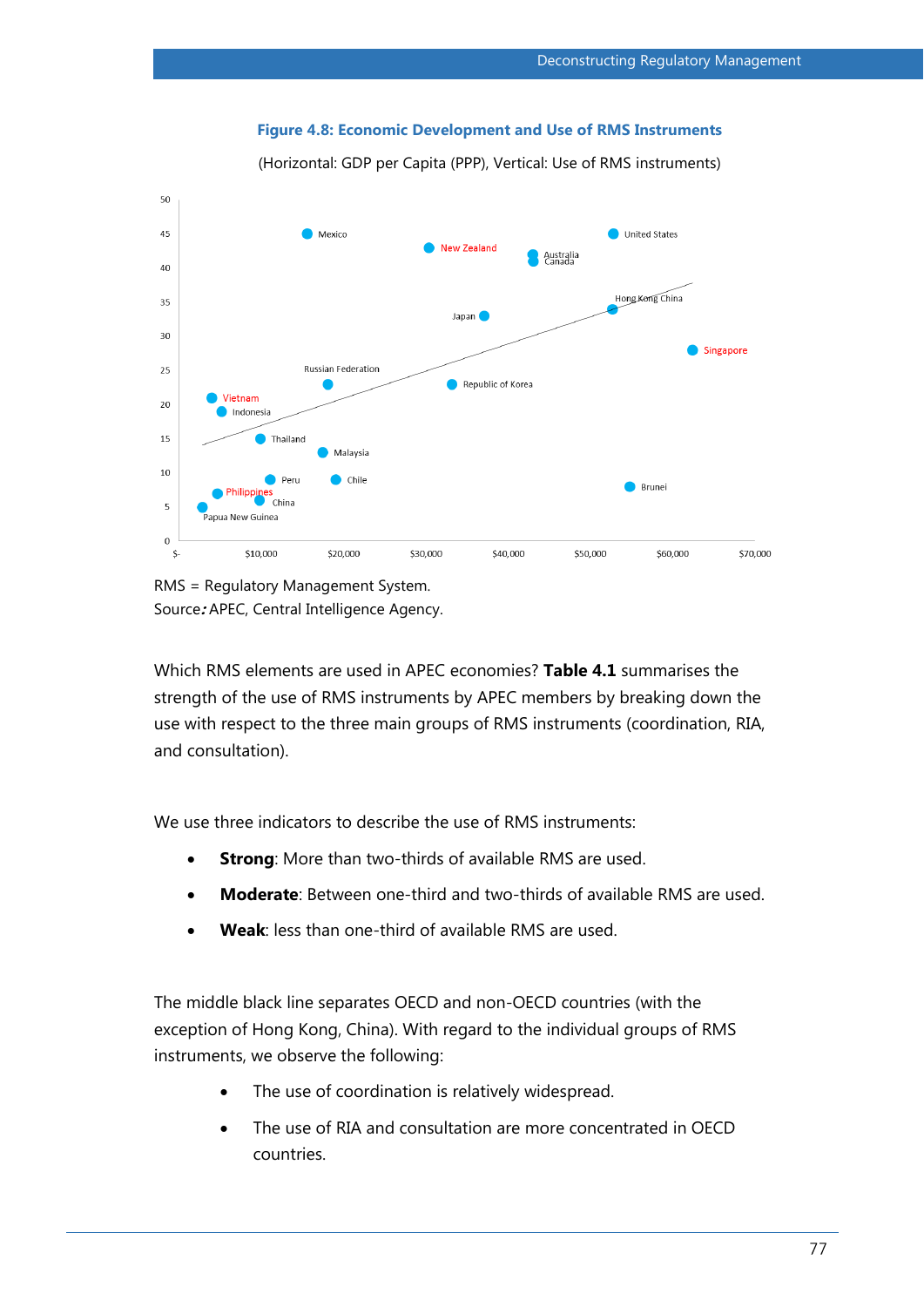**Figure 4.8: Economic Development and Use of RMS Instruments**

(Horizontal: GDP per Capita (PPP), Vertical: Use of RMS instruments)

RMS = Regulatory Management System.
Source: APEC, Central Intelligence Agency.

Which RMS elements are used in APEC economies? **Table 4.1** summarises the strength of the use of RMS instruments by APEC members by breaking down the use with respect to the three main groups of RMS instruments (coordination, RIA, and consultation).

We use three indicators to describe the use of RMS instruments:

- **Strong**: More than two-thirds of available RMS are used.
- **Moderate**: Between one-third and two-thirds of available RMS are used.
- **Weak**: less than one-third of available RMS are used.

The middle black line separates OECD and non-OECD countries (with the exception of Hong Kong, China). With regard to the individual groups of RMS instruments, we observe the following:

- The use of coordination is relatively widespread.
- The use of RIA and consultation are more concentrated in OECD countries.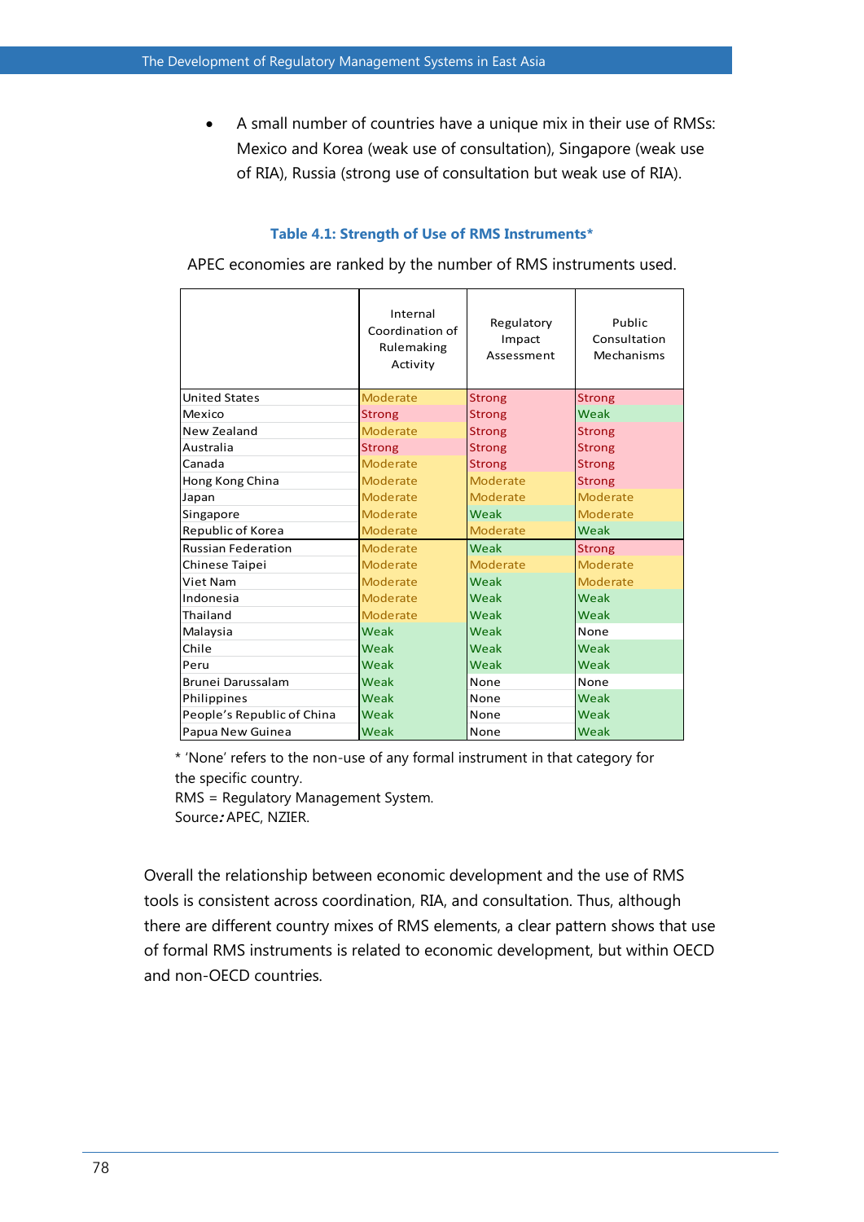- A small number of countries have a unique mix in their use of RMSs: Mexico and Korea (weak use of consultation), Singapore (weak use of RIA), Russia (strong use of consultation but weak use of RIA).

**Table 4.1: Strength of Use of RMS Instruments***

APEC economies are ranked by the number of RMS instruments used.

| | Internal Coordination of Rulemaking Activity | Regulatory Impact Assessment | Public Consultation Mechanisms |
|---|---|---|---|
| United States | Moderate | Strong | Strong |
| Mexico | Strong | Strong | Weak |
| New Zealand | Moderate | Strong | Strong |
| Australia | Strong | Strong | Strong |
| Canada | Moderate | Strong | Strong |
| Hong Kong China | Moderate | Moderate | Strong |
| Japan | Moderate | Moderate | Moderate |
| Singapore | Moderate | Weak | Moderate |
| Republic of Korea | Moderate | Moderate | Weak |
| Russian Federation | Moderate | Weak | Strong |
| Chinese Taipei | Moderate | Moderate | Moderate |
| Viet Nam | Moderate | Weak | Moderate |
| Indonesia | Moderate | Weak | Weak |
| Thailand | Moderate | Weak | Weak |
| Malaysia | Weak | Weak | None |
| Chile | Weak | Weak | Weak |
| Peru | Weak | Weak | Weak |
| Brunei Darussalam | Weak | None | None |
| Philippines | Weak | None | Weak |
| People's Republic of China | Weak | None | Weak |
| Papua New Guinea | Weak | None | Weak |

* 'None' refers to the non-use of any formal instrument in that category for the specific country.
RMS = Regulatory Management System.
Source: APEC, NZIER.

Overall the relationship between economic development and the use of RMS tools is consistent across coordination, RIA, and consultation. Thus, although there are different country mixes of RMS elements, a clear pattern shows that use of formal RMS instruments is related to economic development, but within OECD and non-OECD countries.